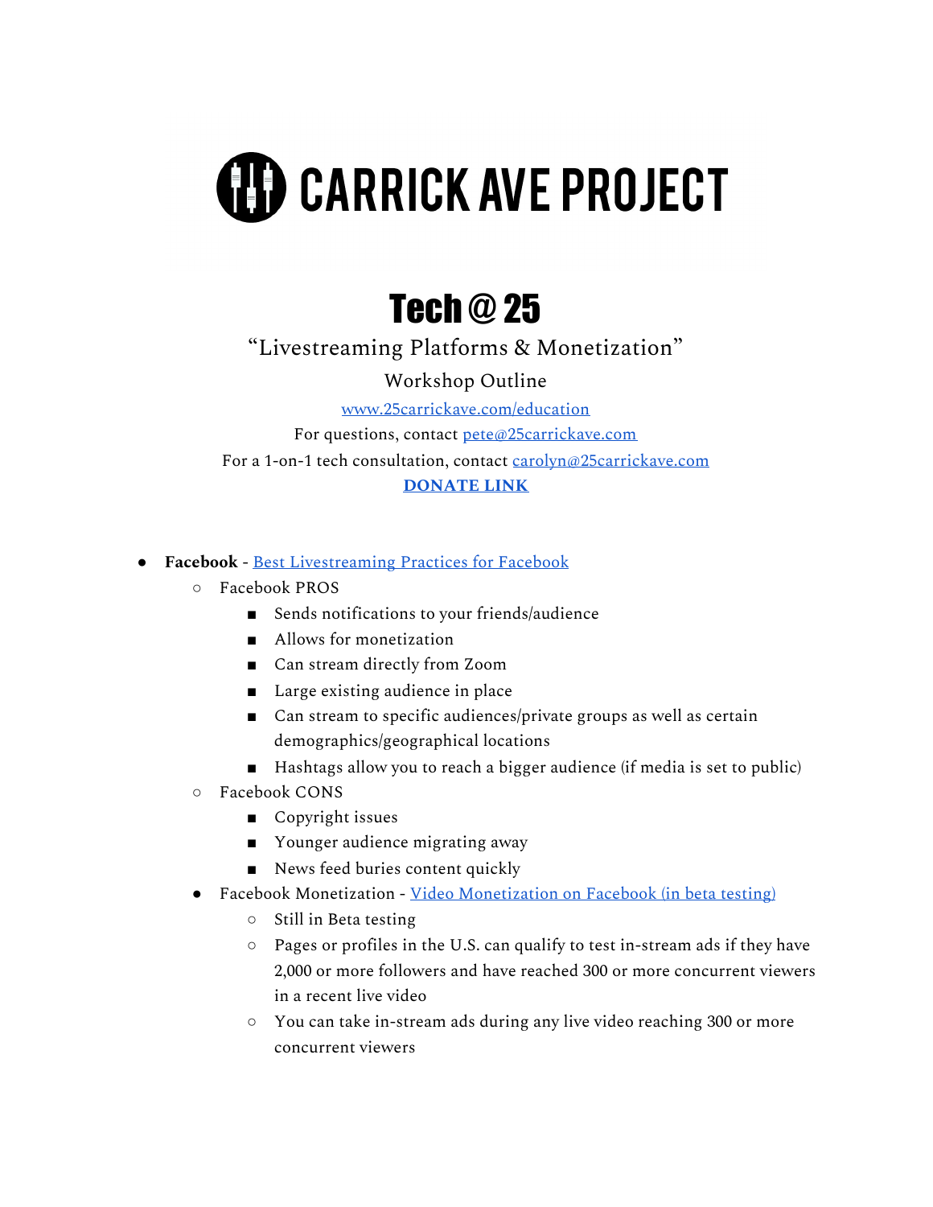# CARRICK AVE PROJECT

## Tech @ 25

"Livestreaming Platforms & Monetization"

Workshop Outline

www.25carrickave.com/education

For questions, contact pete@25carrickave.com

For a 1-on-1 tech consultation, contact carolyn@25carrickave.com

**DONATE LINK**

- **Facebook** - Best Livestreaming Practices for Facebook
  - Facebook PROS
    - Sends notifications to your friends/audience
    - Allows for monetization
    - Can stream directly from Zoom
    - Large existing audience in place
    - Can stream to specific audiences/private groups as well as certain demographics/geographical locations
    - Hashtags allow you to reach a bigger audience (if media is set to public)
  - Facebook CONS
    - Copyright issues
    - Younger audience migrating away
    - News feed buries content quickly
  - Facebook Monetization - Video Monetization on Facebook (in beta testing)
    - Still in Beta testing
    - Pages or profiles in the U.S. can qualify to test in-stream ads if they have 2,000 or more followers and have reached 300 or more concurrent viewers in a recent live video
    - You can take in-stream ads during any live video reaching 300 or more concurrent viewers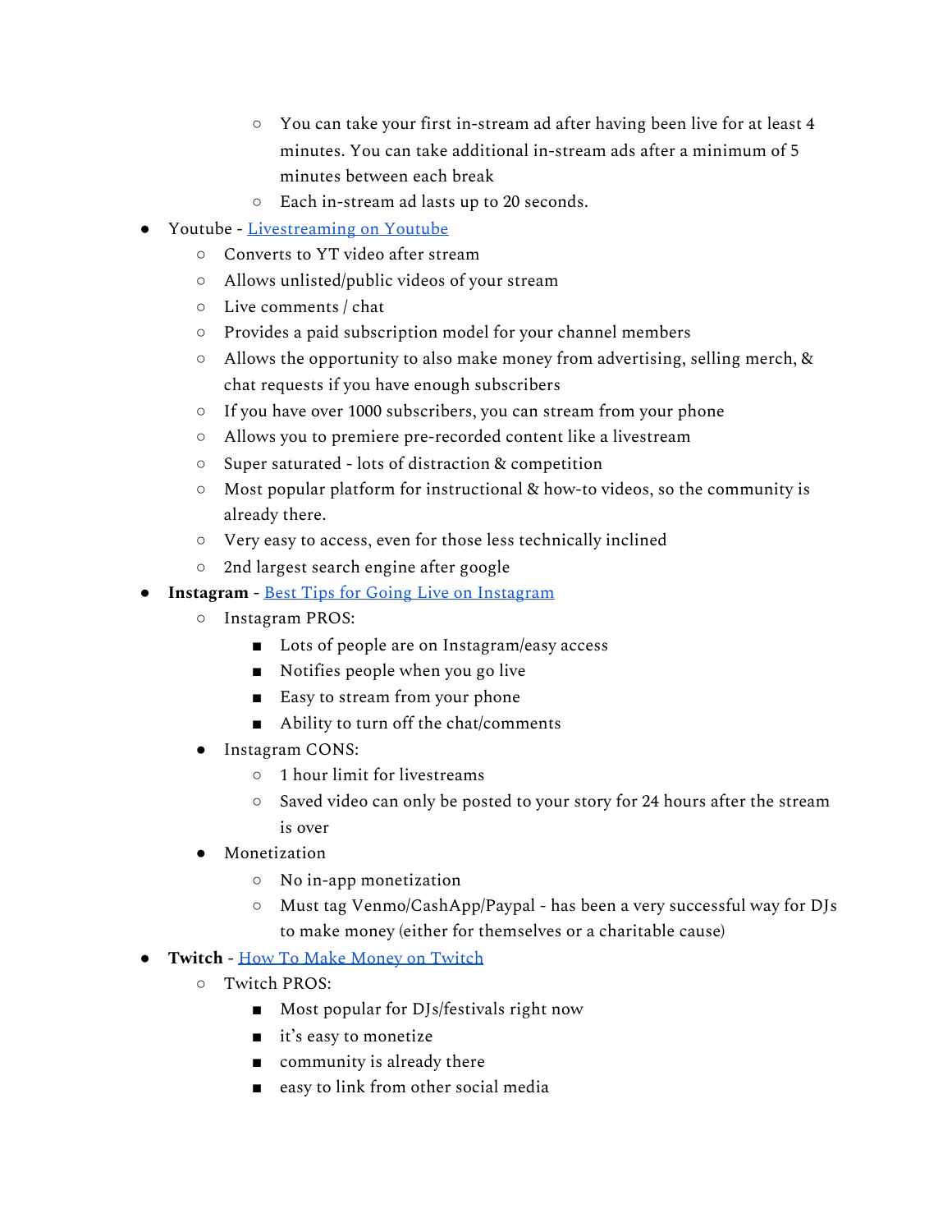- You can take your first in-stream ad after having been live for at least 4 minutes. You can take additional in-stream ads after a minimum of 5 minutes between each break
    - Each in-stream ad lasts up to 20 seconds.
- Youtube - [Livestreaming on Youtube]()
  - Converts to YT video after stream
  - Allows unlisted/public videos of your stream
  - Live comments / chat
  - Provides a paid subscription model for your channel members
  - Allows the opportunity to also make money from advertising, selling merch, & chat requests if you have enough subscribers
  - If you have over 1000 subscribers, you can stream from your phone
  - Allows you to premiere pre-recorded content like a livestream
  - Super saturated - lots of distraction & competition
  - Most popular platform for instructional & how-to videos, so the community is already there.
  - Very easy to access, even for those less technically inclined
  - 2nd largest search engine after google
- **Instagram** - [Best Tips for Going Live on Instagram]()
  - Instagram PROS:
    - Lots of people are on Instagram/easy access
    - Notifies people when you go live
    - Easy to stream from your phone
    - Ability to turn off the chat/comments
  - Instagram CONS:
    - 1 hour limit for livestreams
    - Saved video can only be posted to your story for 24 hours after the stream is over
  - Monetization
    - No in-app monetization
    - Must tag Venmo/CashApp/Paypal - has been a very successful way for DJs to make money (either for themselves or a charitable cause)
- **Twitch** - [How To Make Money on Twitch]()
  - Twitch PROS:
    - Most popular for DJs/festivals right now
    - it's easy to monetize
    - community is already there
    - easy to link from other social media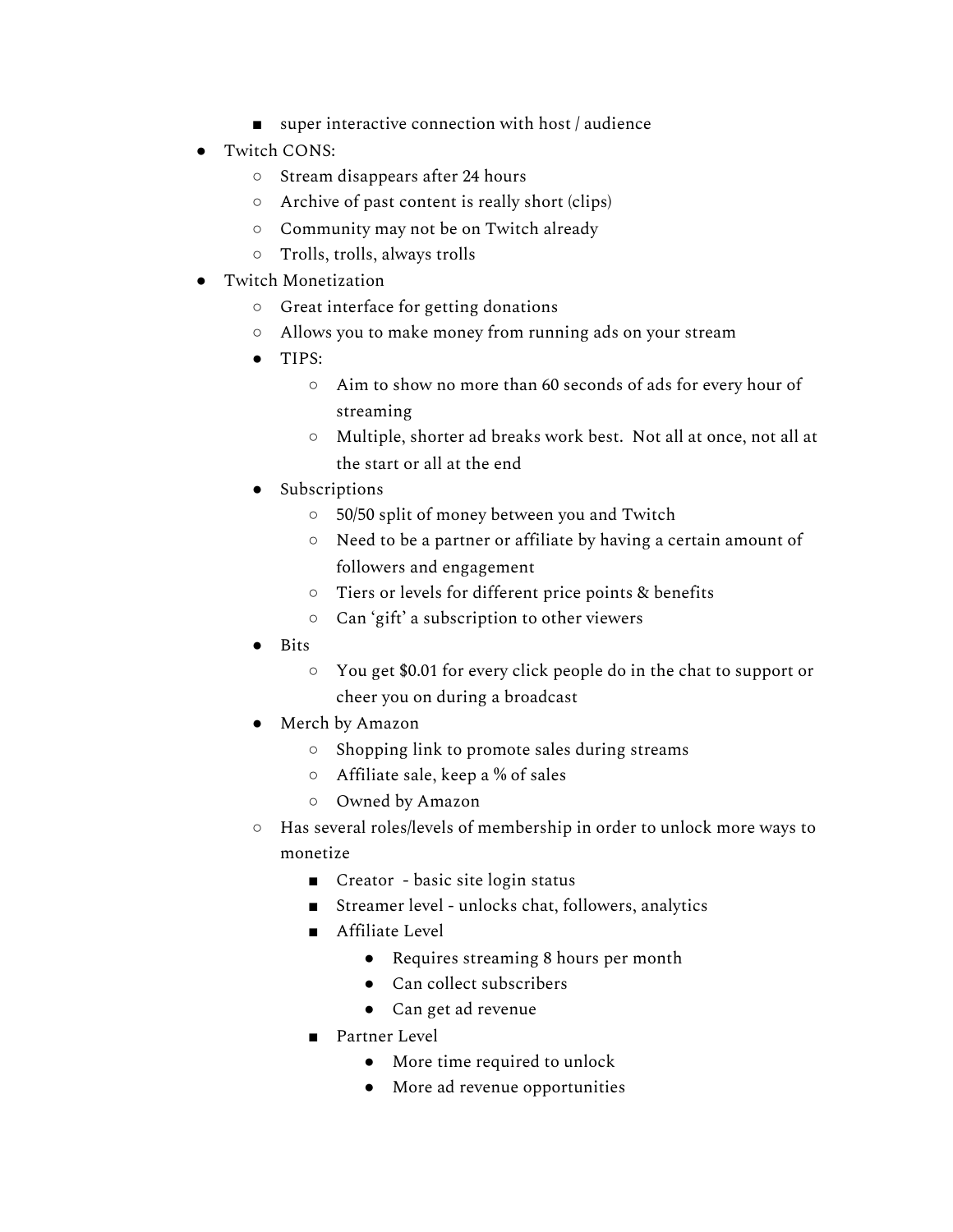- super interactive connection with host / audience
- Twitch CONS:
    - Stream disappears after 24 hours
    - Archive of past content is really short (clips)
    - Community may not be on Twitch already
    - Trolls, trolls, always trolls
- Twitch Monetization
    - Great interface for getting donations
    - Allows you to make money from running ads on your stream
    - TIPS:
        - Aim to show no more than 60 seconds of ads for every hour of streaming
        - Multiple, shorter ad breaks work best. Not all at once, not all at the start or all at the end
    - Subscriptions
        - 50/50 split of money between you and Twitch
        - Need to be a partner or affiliate by having a certain amount of followers and engagement
        - Tiers or levels for different price points & benefits
        - Can 'gift' a subscription to other viewers
    - Bits
        - You get $0.01 for every click people do in the chat to support or cheer you on during a broadcast
    - Merch by Amazon
        - Shopping link to promote sales during streams
        - Affiliate sale, keep a % of sales
        - Owned by Amazon
    - Has several roles/levels of membership in order to unlock more ways to monetize
        - Creator - basic site login status
        - Streamer level - unlocks chat, followers, analytics
        - Affiliate Level
            - Requires streaming 8 hours per month
            - Can collect subscribers
            - Can get ad revenue
        - Partner Level
            - More time required to unlock
            - More ad revenue opportunities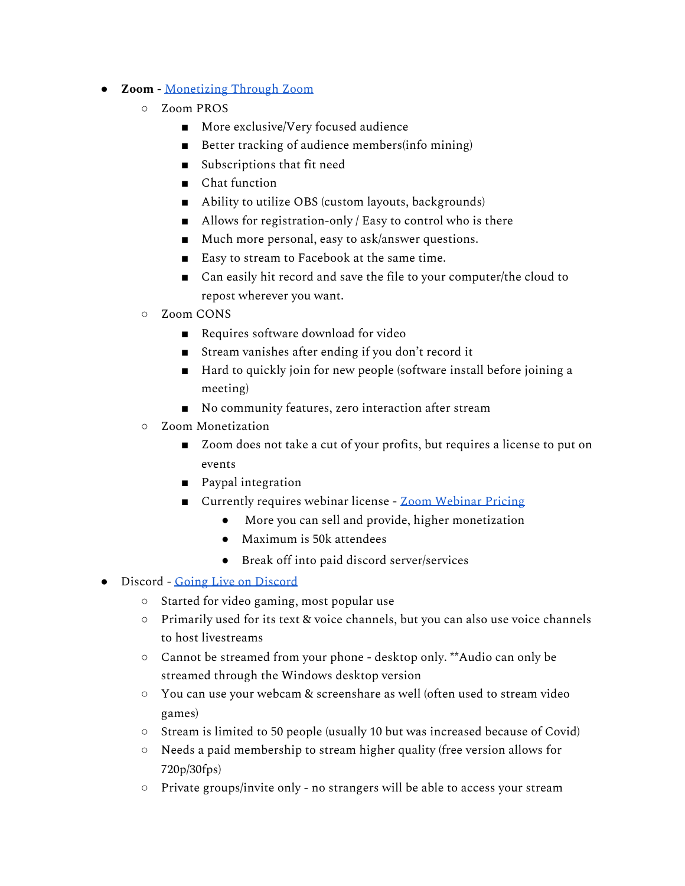- **Zoom** - Monetizing Through Zoom
  - Zoom PROS
    - More exclusive/Very focused audience
    - Better tracking of audience members(info mining)
    - Subscriptions that fit need
    - Chat function
    - Ability to utilize OBS (custom layouts, backgrounds)
    - Allows for registration-only / Easy to control who is there
    - Much more personal, easy to ask/answer questions.
    - Easy to stream to Facebook at the same time.
    - Can easily hit record and save the file to your computer/the cloud to repost wherever you want.
  - Zoom CONS
    - Requires software download for video
    - Stream vanishes after ending if you don't record it
    - Hard to quickly join for new people (software install before joining a meeting)
    - No community features, zero interaction after stream
  - Zoom Monetization
    - Zoom does not take a cut of your profits, but requires a license to put on events
    - Paypal integration
    - Currently requires webinar license - Zoom Webinar Pricing
      - More you can sell and provide, higher monetization
      - Maximum is 50k attendees
      - Break off into paid discord server/services
- Discord - Going Live on Discord
  - Started for video gaming, most popular use
  - Primarily used for its text & voice channels, but you can also use voice channels to host livestreams
  - Cannot be streamed from your phone - desktop only. **Audio can only be streamed through the Windows desktop version
  - You can use your webcam & screenshare as well (often used to stream video games)
  - Stream is limited to 50 people (usually 10 but was increased because of Covid)
  - Needs a paid membership to stream higher quality (free version allows for 720p/30fps)
  - Private groups/invite only - no strangers will be able to access your stream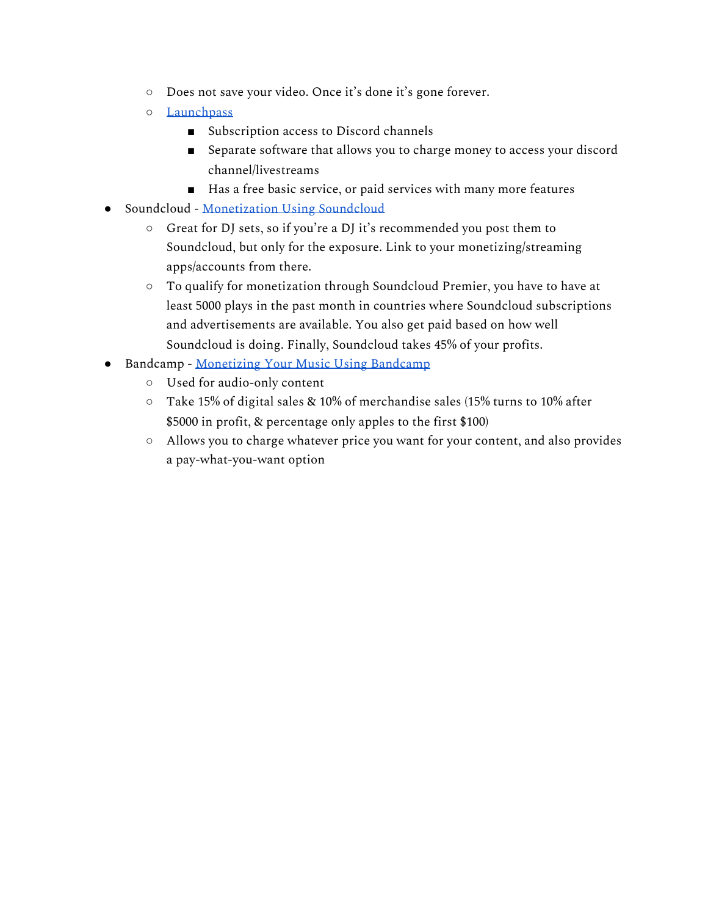- Does not save your video. Once it's done it's gone forever.
    - [Launchpass](#)
        - Subscription access to Discord channels
        - Separate software that allows you to charge money to access your discord channel/livestreams
        - Has a free basic service, or paid services with many more features
- Soundcloud - [Monetization Using Soundcloud](#)
    - Great for DJ sets, so if you're a DJ it's recommended you post them to Soundcloud, but only for the exposure. Link to your monetizing/streaming apps/accounts from there.
    - To qualify for monetization through Soundcloud Premier, you have to have at least 5000 plays in the past month in countries where Soundcloud subscriptions and advertisements are available. You also get paid based on how well Soundcloud is doing. Finally, Soundcloud takes 45% of your profits.
- Bandcamp - [Monetizing Your Music Using Bandcamp](#)
    - Used for audio-only content
    - Take 15% of digital sales & 10% of merchandise sales (15% turns to 10% after $5000 in profit, & percentage only apples to the first $100)
    - Allows you to charge whatever price you want for your content, and also provides a pay-what-you-want option